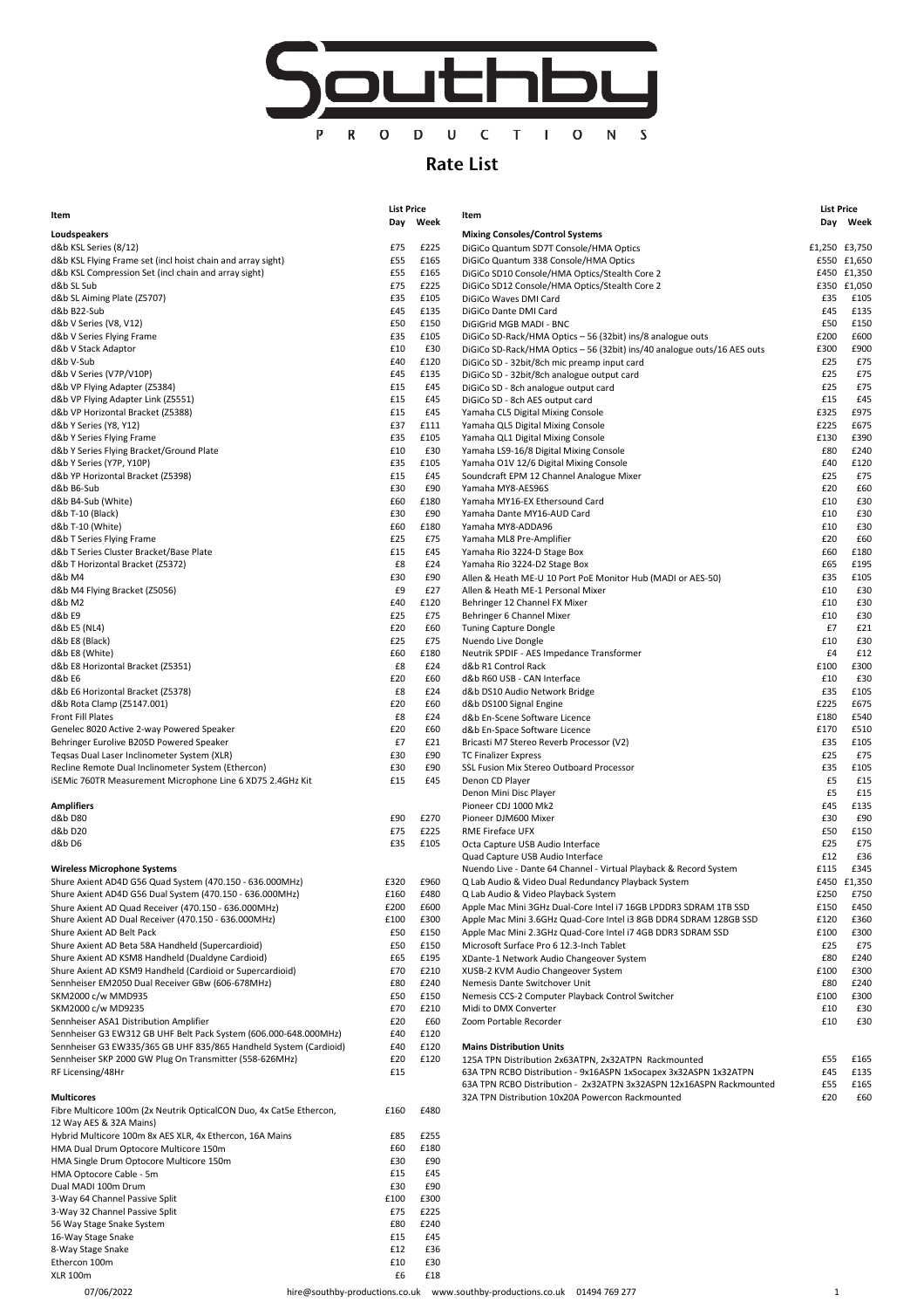# Southby Productions

## Rate List

| Item | List Price Day | List Price Week |
|---|---|---|
| **Loudspeakers** | | |
| d&b KSL Series (8/12) | £75 | £225 |
| d&b KSL Flying Frame set (incl hoist chain and array sight) | £55 | £165 |
| d&b KSL Compression Set (incl chain and array sight) | £55 | £165 |
| d&b SL Sub | £75 | £225 |
| d&b SL Aiming Plate (Z5707) | £35 | £105 |
| d&b B22-Sub | £45 | £135 |
| d&b V Series (V8, V12) | £50 | £150 |
| d&b V Series Flying Frame | £35 | £105 |
| d&b V Stack Adaptor | £10 | £30 |
| d&b V-Sub | £40 | £120 |
| d&b V Series (V7P/V10P) | £45 | £135 |
| d&b VP Flying Adapter (Z5384) | £15 | £45 |
| d&b VP Flying Adapter Link (Z5551) | £15 | £45 |
| d&b VP Horizontal Bracket (Z5388) | £15 | £45 |
| d&b Y Series (Y8, Y12) | £37 | £111 |
| d&b Y Series Flying Frame | £35 | £105 |
| d&b Y Series Flying Bracket/Ground Plate | £10 | £30 |
| d&b Y Series (Y7P, Y10P) | £35 | £105 |
| d&b YP Horizontal Bracket (Z5398) | £15 | £45 |
| d&b B6-Sub | £30 | £90 |
| d&b B4-Sub (White) | £60 | £180 |
| d&b T-10 (Black) | £30 | £90 |
| d&b T-10 (White) | £60 | £180 |
| d&b T Series Flying Frame | £25 | £75 |
| d&b T Series Cluster Bracket/Base Plate | £15 | £45 |
| d&b T Horizontal Bracket (Z5372) | £8 | £24 |
| d&b M4 | £30 | £90 |
| d&b M4 Flying Bracket (Z5056) | £9 | £27 |
| d&b M2 | £40 | £120 |
| d&b E9 | £25 | £75 |
| d&b E5 (NL4) | £20 | £60 |
| d&b E8 (Black) | £25 | £75 |
| d&b E8 (White) | £60 | £180 |
| d&b E8 Horizontal Bracket (Z5351) | £8 | £24 |
| d&b E6 | £20 | £60 |
| d&b E6 Horizontal Bracket (Z5378) | £8 | £24 |
| d&b Rota Clamp (Z5147.001) | £20 | £60 |
| Front Fill Plates | £8 | £24 |
| Genelec 8020 Active 2-way Powered Speaker | £20 | £60 |
| Behringer Eurolive B205D Powered Speaker | £7 | £21 |
| Teqsas Dual Laser Inclinometer System (XLR) | £30 | £90 |
| Recline Remote Dual Inclinometer System (Ethercon) | £30 | £90 |
| iSEMic 760TR Measurement Microphone Line 6 XD75 2.4GHz Kit | £15 | £45 |
| **Amplifiers** | | |
| d&b D80 | £90 | £270 |
| d&b D20 | £75 | £225 |
| d&b D6 | £35 | £105 |
| **Wireless Microphone Systems** | | |
| Shure Axient AD4D G56 Quad System (470.150 - 636.000MHz) | £320 | £960 |
| Shure Axient AD4D G56 Dual System (470.150 - 636.000MHz) | £160 | £480 |
| Shure Axient AD Quad Receiver (470.150 - 636.000MHz) | £200 | £600 |
| Shure Axient AD Dual Receiver (470.150 - 636.000MHz) | £100 | £300 |
| Shure Axient AD Belt Pack | £50 | £150 |
| Shure Axient AD Beta 58A Handheld (Supercardioid) | £50 | £150 |
| Shure Axient AD KSM8 Handheld (Dualdyne Cardioid) | £65 | £195 |
| Shure Axient AD KSM9 Handheld (Cardioid or Supercardioid) | £70 | £210 |
| Sennheiser EM2050 Dual Receiver GBw (606-678MHz) | £80 | £240 |
| SKM2000 c/w MMD935 | £50 | £150 |
| SKM2000 c/w MD9235 | £70 | £210 |
| Sennheiser ASA1 Distribution Amplifier | £20 | £60 |
| Sennheiser G3 EW312 GB UHF Belt Pack System (606.000-648.000MHz) | £40 | £120 |
| Sennheiser G3 EW335/365 GB UHF 835/865 Handheld System (Cardioid) | £40 | £120 |
| Sennheiser SKP 2000 GW Plug On Transmitter (558-626MHz) | £20 | £120 |
| RF Licensing/48Hr | £15 | |
| **Multicores** | | |
| Fibre Multicore 100m (2x Neutrik OpticalCON Duo, 4x Cat5e Ethercon, 12 Way AES & 32A Mains) | £160 | £480 |
| Hybrid Multicore 100m 8x AES XLR, 4x Ethercon, 16A Mains | £85 | £255 |
| HMA Dual Drum Optocore Multicore 150m | £60 | £180 |
| HMA Single Drum Optocore Multicore 150m | £30 | £90 |
| HMA Optocore Cable - 5m | £15 | £45 |
| Dual MADI 100m Drum | £30 | £90 |
| 3-Way 64 Channel Passive Split | £100 | £300 |
| 3-Way 32 Channel Passive Split | £75 | £225 |
| 56 Way Stage Snake System | £80 | £240 |
| 16-Way Stage Snake | £15 | £45 |
| 8-Way Stage Snake | £12 | £36 |
| Ethercon 100m | £10 | £30 |
| XLR 100m | £6 | £18 |

| Item | List Price Day | List Price Week |
|---|---|---|
| **Mixing Consoles/Control Systems** | | |
| DiGiCo Quantum SD7T Console/HMA Optics | £1,250 | £3,750 |
| DiGiCo Quantum 338 Console/HMA Optics | £550 | £1,650 |
| DiGiCo SD10 Console/HMA Optics/Stealth Core 2 | £450 | £1,350 |
| DiGiCo SD12 Console/HMA Optics/Stealth Core 2 | £350 | £1,050 |
| DiGiCo Waves DMI Card | £35 | £105 |
| DiGiCo Dante DMI Card | £45 | £135 |
| DiGiGrid MGB MADI - BNC | £50 | £150 |
| DiGiCo SD-Rack/HMA Optics – 56 (32bit) ins/8 analogue outs | £200 | £600 |
| DiGiCo SD-Rack/HMA Optics – 56 (32bit) ins/40 analogue outs/16 AES outs | £300 | £900 |
| DiGiCo SD - 32bit/8ch mic preamp input card | £25 | £75 |
| DiGiCo SD - 32bit/8ch analogue output card | £25 | £75 |
| DiGiCo SD - 8ch analogue output card | £25 | £75 |
| DiGiCo SD - 8ch AES output card | £15 | £45 |
| Yamaha CL5 Digital Mixing Console | £325 | £975 |
| Yamaha QL5 Digital Mixing Console | £225 | £675 |
| Yamaha QL1 Digital Mixing Console | £130 | £390 |
| Yamaha LS9-16/8 Digital Mixing Console | £80 | £240 |
| Yamaha O1V 12/6 Digital Mixing Console | £40 | £120 |
| Soundcraft EPM 12 Channel Analogue Mixer | £25 | £75 |
| Yamaha MY8-AES96S | £20 | £60 |
| Yamaha MY16-EX Ethersound Card | £10 | £30 |
| Yamaha Dante MY16-AUD Card | £10 | £30 |
| Yamaha MY8-ADDA96 | £10 | £30 |
| Yamaha ML8 Pre-Amplifier | £20 | £60 |
| Yamaha Rio 3224-D Stage Box | £60 | £180 |
| Yamaha Rio 3224-D2 Stage Box | £65 | £195 |
| Allen & Heath ME-U 10 Port PoE Monitor Hub (MADI or AES-50) | £35 | £105 |
| Allen & Heath ME-1 Personal Mixer | £10 | £30 |
| Behringer 12 Channel FX Mixer | £10 | £30 |
| Behringer 6 Channel Mixer | £10 | £30 |
| Tuning Capture Dongle | £7 | £21 |
| Nuendo Live Dongle | £10 | £30 |
| Neutrik SPDIF - AES Impedance Transformer | £4 | £12 |
| d&b R1 Control Rack | £100 | £300 |
| d&b R60 USB - CAN Interface | £10 | £30 |
| d&b DS10 Audio Network Bridge | £35 | £105 |
| d&b DS100 Signal Engine | £225 | £675 |
| d&b En-Scene Software Licence | £180 | £540 |
| d&b En-Space Software Licence | £170 | £510 |
| Bricasti M7 Stereo Reverb Processor (V2) | £35 | £105 |
| TC Finalizer Express | £25 | £75 |
| SSL Fusion Mix Stereo Outboard Processor | £35 | £105 |
| Denon CD Player | £5 | £15 |
| Denon Mini Disc Player | £5 | £15 |
| Pioneer CDJ 1000 Mk2 | £45 | £135 |
| Pioneer DJM600 Mixer | £30 | £90 |
| RME Fireface UFX | £50 | £150 |
| Octa Capture USB Audio Interface | £25 | £75 |
| Quad Capture USB Audio Interface | £12 | £36 |
| Nuendo Live - Dante 64 Channel - Virtual Playback & Record System | £115 | £345 |
| Q Lab Audio & Video Dual Redundancy Playback System | £450 | £1,350 |
| Q Lab Audio & Video Playback System | £250 | £750 |
| Apple Mac Mini 3GHz Dual-Core Intel i7 16GB LPDDR3 SDRAM 1TB SSD | £150 | £450 |
| Apple Mac Mini 3.6GHz Quad-Core Intel i3 8GB DDR4 SDRAM 128GB SSD | £120 | £360 |
| Apple Mac Mini 2.3GHz Quad-Core Intel i7 4GB DDR3 SDRAM SSD | £100 | £300 |
| Microsoft Surface Pro 6 12.3-Inch Tablet | £25 | £75 |
| XDante-1 Network Audio Changeover System | £80 | £240 |
| XUSB-2 KVM Audio Changeover System | £100 | £300 |
| Nemesis Dante Switchover Unit | £80 | £240 |
| Nemesis CCS-2 Computer Playback Control Switcher | £100 | £300 |
| Midi to DMX Converter | £10 | £30 |
| Zoom Portable Recorder | £10 | £30 |
| **Mains Distribution Units** | | |
| 125A TPN Distribution 2x63ATPN, 2x32ATPN Rackmounted | £55 | £165 |
| 63A TPN RCBO Distribution - 9x16ASPN 1xSocapex 3x32ASPN 1x32ATPN | £45 | £135 |
| 63A TPN RCBO Distribution - 2x32ATPN 3x32ASPN 12x16ASPN Rackmounted | £55 | £165 |
| 32A TPN Distribution 10x20A Powercon Rackmounted | £20 | £60 |

07/06/2022 hire@southby-productions.co.uk www.southby-productions.co.uk 01494 769 277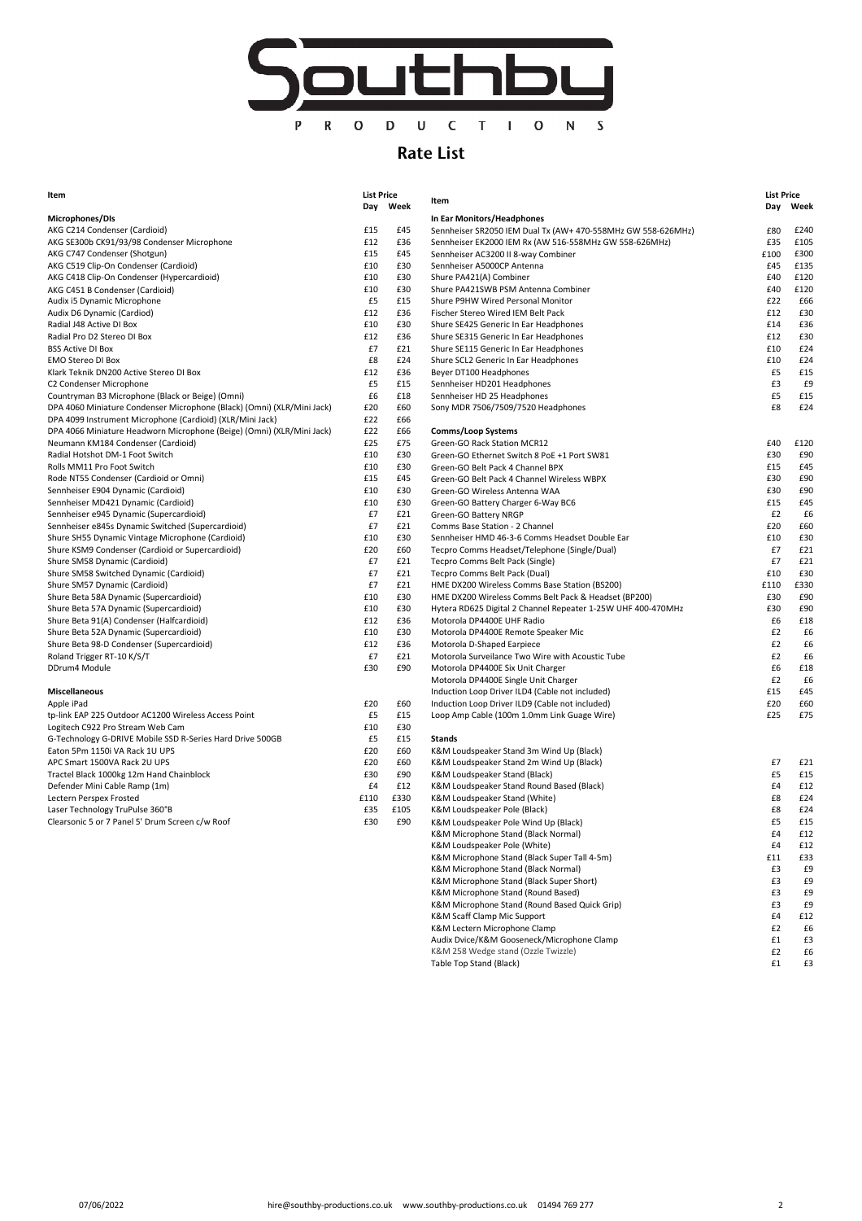# Southby Productions

## Rate List

| Item | List Price Day | List Price Week |
|---|---|---|
| **Microphones/DIs** | | |
| AKG C214 Condenser (Cardioid) | £15 | £45 |
| AKG SE300b CK91/93/98 Condenser Microphone | £12 | £36 |
| AKG C747 Condenser (Shotgun) | £15 | £45 |
| AKG C519 Clip-On Condenser (Cardioid) | £10 | £30 |
| AKG C418 Clip-On Condenser (Hypercardioid) | £10 | £30 |
| AKG C451 B Condenser (Cardioid) | £10 | £30 |
| Audix i5 Dynamic Microphone | £5 | £15 |
| Audix D6 Dynamic (Cardiod) | £12 | £36 |
| Radial J48 Active DI Box | £10 | £30 |
| Radial Pro D2 Stereo DI Box | £12 | £36 |
| BSS Active DI Box | £7 | £21 |
| EMO Stereo DI Box | £8 | £24 |
| Klark Teknik DN200 Active Stereo DI Box | £12 | £36 |
| C2 Condenser Microphone | £5 | £15 |
| Countryman B3 Microphone (Black or Beige) (Omni) | £6 | £18 |
| DPA 4060 Miniature Condenser Microphone (Black) (Omni) (XLR/Mini Jack) | £20 | £60 |
| DPA 4099 Instrument Microphone (Cardioid) (XLR/Mini Jack) | £22 | £66 |
| DPA 4066 Miniature Headworn Microphone (Beige) (Omni) (XLR/Mini Jack) | £22 | £66 |
| Neumann KM184 Condenser (Cardioid) | £25 | £75 |
| Radial Hotshot DM-1 Foot Switch | £10 | £30 |
| Rolls MM11 Pro Foot Switch | £10 | £30 |
| Rode NT55 Condenser (Cardioid or Omni) | £15 | £45 |
| Sennheiser E904 Dynamic (Cardioid) | £10 | £30 |
| Sennheiser MD421 Dynamic (Cardioid) | £10 | £30 |
| Sennheiser e945 Dynamic (Supercardioid) | £7 | £21 |
| Sennheiser e845s Dynamic Switched (Supercardioid) | £7 | £21 |
| Shure SH55 Dynamic Vintage Microphone (Cardioid) | £10 | £30 |
| Shure KSM9 Condenser (Cardioid or Supercardioid) | £20 | £60 |
| Shure SM58 Dynamic (Cardioid) | £7 | £21 |
| Shure SM58 Switched Dynamic (Cardioid) | £7 | £21 |
| Shure SM57 Dynamic (Cardioid) | £7 | £21 |
| Shure Beta 58A Dynamic (Supercardioid) | £10 | £30 |
| Shure Beta 57A Dynamic (Supercardioid) | £10 | £30 |
| Shure Beta 91(A) Condenser (Halfcardioid) | £12 | £36 |
| Shure Beta 52A Dynamic (Supercardioid) | £10 | £30 |
| Shure Beta 98-D Condenser (Supercardioid) | £12 | £36 |
| Roland Trigger RT-10 K/S/T | £7 | £21 |
| DDrum4 Module | £30 | £90 |
| **Miscellaneous** | | |
| Apple iPad | £20 | £60 |
| tp-link EAP 225 Outdoor AC1200 Wireless Access Point | £5 | £15 |
| Logitech C922 Pro Stream Web Cam | £10 | £30 |
| G-Technology G-DRIVE Mobile SSD R-Series Hard Drive 500GB | £5 | £15 |
| Eaton 5Pm 1150i VA Rack 1U UPS | £20 | £60 |
| APC Smart 1500VA Rack 2U UPS | £20 | £60 |
| Tractel Black 1000kg 12m Hand Chainblock | £30 | £90 |
| Defender Mini Cable Ramp (1m) | £4 | £12 |
| Lectern Perspex Frosted | £110 | £330 |
| Laser Technology TruPulse 360°B | £35 | £105 |
| Clearsonic 5 or 7 Panel 5' Drum Screen c/w Roof | £30 | £90 |

| Item | List Price Day | List Price Week |
|---|---|---|
| **In Ear Monitors/Headphones** | | |
| Sennheiser SR2050 IEM Dual Tx (AW+ 470-558MHz GW 558-626MHz) | £80 | £240 |
| Sennheiser EK2000 IEM Rx (AW 516-558MHz GW 558-626MHz) | £35 | £105 |
| Sennheiser AC3200 II 8-way Combiner | £100 | £300 |
| Sennheiser A5000CP Antenna | £45 | £135 |
| Shure PA421(A) Combiner | £40 | £120 |
| Shure PA421SWB PSM Antenna Combiner | £40 | £120 |
| Shure P9HW Wired Personal Monitor | £22 | £66 |
| Fischer Stereo Wired IEM Belt Pack | £12 | £30 |
| Shure SE425 Generic In Ear Headphones | £14 | £36 |
| Shure SE315 Generic In Ear Headphones | £12 | £30 |
| Shure SE115 Generic In Ear Headphones | £10 | £24 |
| Shure SCL2 Generic In Ear Headphones | £10 | £24 |
| Beyer DT100 Headphones | £5 | £15 |
| Sennheiser HD201 Headphones | £3 | £9 |
| Sennheiser HD 25 Headphones | £5 | £15 |
| Sony MDR 7506/7509/7520 Headphones | £8 | £24 |
| **Comms/Loop Systems** | | |
| Green-GO Rack Station MCR12 | £40 | £120 |
| Green-GO Ethernet Switch 8 PoE +1 Port SW81 | £30 | £90 |
| Green-GO Belt Pack 4 Channel BPX | £15 | £45 |
| Green-GO Belt Pack 4 Channel Wireless WBPX | £30 | £90 |
| Green-GO Wireless Antenna WAA | £30 | £90 |
| Green-GO Battery Charger 6-Way BC6 | £15 | £45 |
| Green-GO Battery NRGP | £2 | £6 |
| Comms Base Station - 2 Channel | £20 | £60 |
| Sennheiser HMD 46-3-6 Comms Headset Double Ear | £10 | £30 |
| Tecpro Comms Headset/Telephone (Single/Dual) | £7 | £21 |
| Tecpro Comms Belt Pack (Single) | £7 | £21 |
| Tecpro Comms Belt Pack (Dual) | £10 | £30 |
| HME DX200 Wireless Comms Base Station (BS200) | £110 | £330 |
| HME DX200 Wireless Comms Belt Pack & Headset (BP200) | £30 | £90 |
| Hytera RD625 Digital 2 Channel Repeater 1-25W UHF 400-470MHz | £30 | £90 |
| Motorola DP4400E UHF Radio | £6 | £18 |
| Motorola DP4400E Remote Speaker Mic | £2 | £6 |
| Motorola D-Shaped Earpiece | £2 | £6 |
| Motorola Surveillance Two Wire with Acoustic Tube | £2 | £6 |
| Motorola DP4400E Six Unit Charger | £6 | £18 |
| Motorola DP4400E Single Unit Charger | £2 | £6 |
| Induction Loop Driver ILD4 (Cable not included) | £15 | £45 |
| Induction Loop Driver ILD9 (Cable not included) | £20 | £60 |
| Loop Amp Cable (100m 1.0mm Link Guage Wire) | £25 | £75 |
| **Stands** | | |
| K&M Loudspeaker Stand 3m Wind Up (Black) | | |
| K&M Loudspeaker Stand 2m Wind Up (Black) | £7 | £21 |
| K&M Loudspeaker Stand (Black) | £5 | £15 |
| K&M Loudspeaker Stand Round Based (Black) | £4 | £12 |
| K&M Loudspeaker Stand (White) | £8 | £24 |
| K&M Loudspeaker Pole (Black) | £8 | £24 |
| K&M Loudspeaker Pole Wind Up (Black) | £5 | £15 |
| K&M Microphone Stand (Black Normal) | £4 | £12 |
| K&M Loudspeaker Pole (White) | £4 | £12 |
| K&M Microphone Stand (Black Super Tall 4-5m) | £11 | £33 |
| K&M Microphone Stand (Black Normal) | £3 | £9 |
| K&M Microphone Stand (Black Super Short) | £3 | £9 |
| K&M Microphone Stand (Round Based) | £3 | £9 |
| K&M Microphone Stand (Round Based Quick Grip) | £3 | £9 |
| K&M Scaff Clamp Mic Support | £4 | £12 |
| K&M Lectern Microphone Clamp | £2 | £6 |
| Audix Dvice/K&M Gooseneck/Microphone Clamp | £1 | £3 |
| K&M 258 Wedge stand (Ozzle Twizzle) | £2 | £6 |
| Table Top Stand (Black) | £1 | £3 |

07/06/2022 hire@southby-productions.co.uk www.southby-productions.co.uk 01494 769 277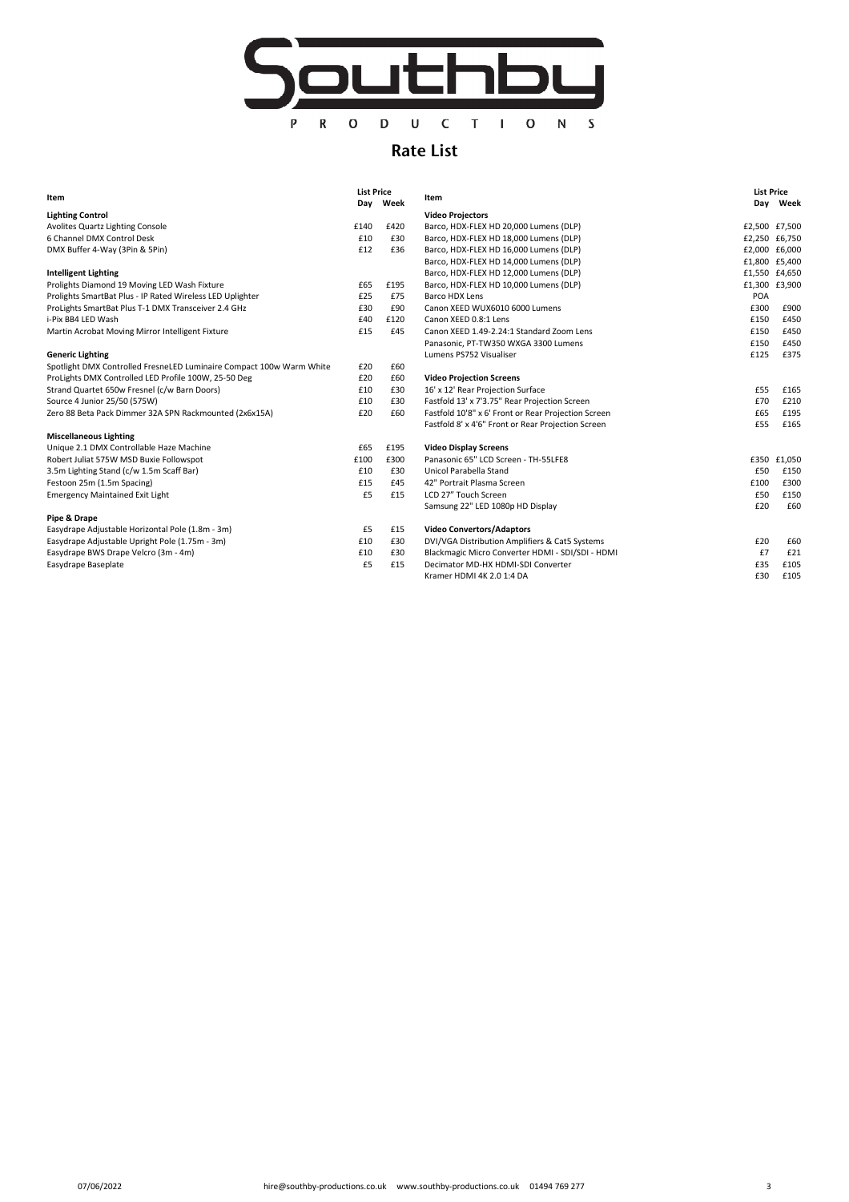# Southby

PRODUCTIONS

## Rate List

| Item | List Price Day | Week |
|---|---|---|
| **Lighting Control** | | |
| Avolites Quartz Lighting Console | £140 | £420 |
| 6 Channel DMX Control Desk | £10 | £30 |
| DMX Buffer 4-Way (3Pin & 5Pin) | £12 | £36 |
| **Intelligent Lighting** | | |
| Prolights Diamond 19 Moving LED Wash Fixture | £65 | £195 |
| Prolights SmartBat Plus - IP Rated Wireless LED Uplighter | £25 | £75 |
| ProLights SmartBat Plus T-1 DMX Transceiver 2.4 GHz | £30 | £90 |
| i-Pix BB4 LED Wash | £40 | £120 |
| Martin Acrobat Moving Mirror Intelligent Fixture | £15 | £45 |
| **Generic Lighting** | | |
| Spotlight DMX Controlled FresneLED Luminaire Compact 100w Warm White | £20 | £60 |
| ProLights DMX Controlled LED Profile 100W, 25-50 Deg | £20 | £60 |
| Strand Quartet 650w Fresnel (c/w Barn Doors) | £10 | £30 |
| Source 4 Junior 25/50 (575W) | £10 | £30 |
| Zero 88 Beta Pack Dimmer 32A SPN Rackmounted (2x6x15A) | £20 | £60 |
| **Miscellaneous Lighting** | | |
| Unique 2.1 DMX Controllable Haze Machine | £65 | £195 |
| Robert Juliat 575W MSD Buxie Followspot | £100 | £300 |
| 3.5m Lighting Stand (c/w 1.5m Scaff Bar) | £10 | £30 |
| Festoon 25m (1.5m Spacing) | £15 | £45 |
| Emergency Maintained Exit Light | £5 | £15 |
| **Pipe & Drape** | | |
| Easydrape Adjustable Horizontal Pole (1.8m - 3m) | £5 | £15 |
| Easydrape Adjustable Upright Pole (1.75m - 3m) | £10 | £30 |
| Easydrape BWS Drape Velcro (3m - 4m) | £10 | £30 |
| Easydrape Baseplate | £5 | £15 |

| Item | List Price Day | Week |
|---|---|---|
| **Video Projectors** | | |
| Barco, HDX-FLEX HD 20,000 Lumens (DLP) | £2,500 | £7,500 |
| Barco, HDX-FLEX HD 18,000 Lumens (DLP) | £2,250 | £6,750 |
| Barco, HDX-FLEX HD 16,000 Lumens (DLP) | £2,000 | £6,000 |
| Barco, HDX-FLEX HD 14,000 Lumens (DLP) | £1,800 | £5,400 |
| Barco, HDX-FLEX HD 12,000 Lumens (DLP) | £1,550 | £4,650 |
| Barco, HDX-FLEX HD 10,000 Lumens (DLP) | £1,300 | £3,900 |
| Barco HDX Lens | POA | |
| Canon XEED WUX6010 6000 Lumens | £300 | £900 |
| Canon XEED 0.8:1 Lens | £150 | £450 |
| Canon XEED 1.49-2.24:1 Standard Zoom Lens | £150 | £450 |
| Panasonic, PT-TW350 WXGA 3300 Lumens | £150 | £450 |
| Lumens PS752 Visualiser | £125 | £375 |
| **Video Projection Screens** | | |
| 16' x 12' Rear Projection Surface | £55 | £165 |
| Fastfold 13' x 7'3.75" Rear Projection Screen | £70 | £210 |
| Fastfold 10'8" x 6' Front or Rear Projection Screen | £65 | £195 |
| Fastfold 8' x 4'6" Front or Rear Projection Screen | £55 | £165 |
| **Video Display Screens** | | |
| Panasonic 65" LCD Screen - TH-55LFE8 | £350 | £1,050 |
| Unicol Parabella Stand | £50 | £150 |
| 42" Portrait Plasma Screen | £100 | £300 |
| LCD 27" Touch Screen | £50 | £150 |
| Samsung 22" LED 1080p HD Display | £20 | £60 |
| **Video Convertors/Adaptors** | | |
| DVI/VGA Distribution Amplifiers & Cat5 Systems | £20 | £60 |
| Blackmagic Micro Converter HDMI - SDI/SDI - HDMI | £7 | £21 |
| Decimator MD-HX HDMI-SDI Converter | £35 | £105 |
| Kramer HDMI 4K 2.0 1:4 DA | £30 | £105 |

07/06/2022 hire@southby-productions.co.uk www.southby-productions.co.uk 01494 769 277